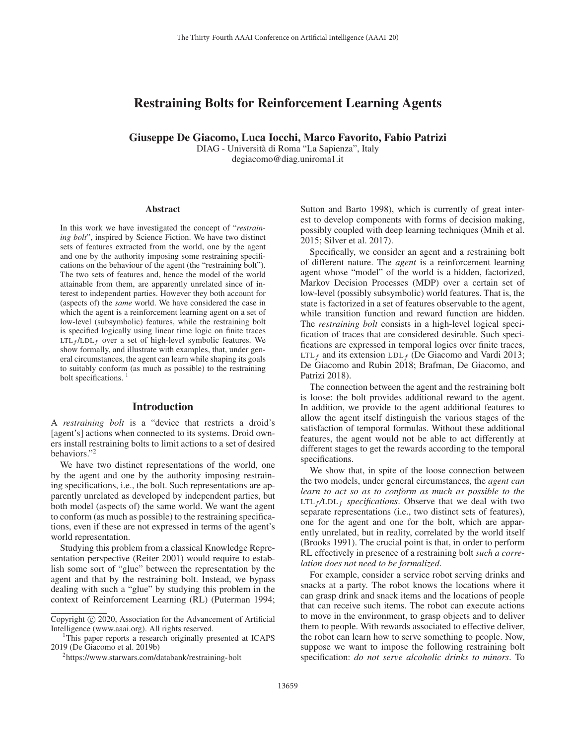# Restraining Bolts for Reinforcement Learning Agents

**Giuseppe De Giacomo, Luca Iocchi, Marco Favorito, Fabio Patrizi**

DIAG - Università di Roma "La Sapienza", Italy

degiacomo@diag.uniroma1.it

## Abstract

In this work we have investigated the concept of "*restraining bolt*", inspired by Science Fiction. We have two distinct sets of features extracted from the world, one by the agent and one by the authority imposing some restraining specifications on the behaviour of the agent (the "restraining bolt"). The two sets of features and, hence the model of the world attainable from them, are apparently unrelated since of interest to independent parties. However they both account for (aspects of) the *same* world. We have considered the case in which the agent is a reinforcement learning agent on a set of low-level (subsymbolic) features, while the restraining bolt is specified logically using linear time logic on finite traces $\text{LTL}_f/\text{LDL}_f$ over a set of high-level symbolic features. We show formally, and illustrate with examples, that, under general circumstances, the agent can learn while shaping its goals to suitably conform (as much as possible) to the restraining bolt specifications. [1]

## Introduction

A *restraining bolt* is a "device that restricts a droid's [agent's] actions when connected to its systems. Droid owners install restraining bolts to limit actions to a set of desired behaviors."[2]

We have two distinct representations of the world, one by the agent and one by the authority imposing restraining specifications, i.e., the bolt. Such representations are apparently unrelated as developed by independent parties, but both model (aspects of) the same world. We want the agent to conform (as much as possible) to the restraining specifications, even if these are not expressed in terms of the agent's world representation.

Studying this problem from a classical Knowledge Representation perspective (Reiter 2001) would require to establish some sort of "glue" between the representation by the agent and that by the restraining bolt. Instead, we bypass dealing with such a "glue" by studying this problem in the context of Reinforcement Learning (RL) (Puterman 1994; Sutton and Barto 1998), which is currently of great interest to develop components with forms of decision making, possibly coupled with deep learning techniques (Mnih et al. 2015; Silver et al. 2017).

Specifically, we consider an agent and a restraining bolt of different nature. The *agent* is a reinforcement learning agent whose "model" of the world is a hidden, factorized, Markov Decision Processes (MDP) over a certain set of low-level (possibly subsymbolic) world features. That is, the state is factorized in a set of features observable to the agent, while transition function and reward function are hidden. The *restraining bolt* consists in a high-level logical specification of traces that are considered desirable. Such specifications are expressed in temporal logics over finite traces, $\text{LTL}_f$ and its extension $\text{LDL}_f$ (De Giacomo and Vardi 2013; De Giacomo and Rubin 2018; Brafman, De Giacomo, and Patrizi 2018).

The connection between the agent and the restraining bolt is loose: the bolt provides additional reward to the agent. In addition, we provide to the agent additional features to allow the agent itself distinguish the various stages of the satisfaction of temporal formulas. Without these additional features, the agent would not be able to act differently at different stages to get the rewards according to the temporal specifications.

We show that, in spite of the loose connection between the two models, under general circumstances, the *agent can learn to act so as to conform as much as possible to the* $\text{LTL}_f/\text{LDL}_f$ *specifications*. Observe that we deal with two separate representations (i.e., two distinct sets of features), one for the agent and one for the bolt, which are apparently unrelated, but in reality, correlated by the world itself (Brooks 1991). The crucial point is that, in order to perform RL effectively in presence of a restraining bolt *such a correlation does not need to be formalized.*

For example, consider a service robot serving drinks and snacks at a party. The robot knows the locations where it can grasp drink and snack items and the locations of people that can receive such items. The robot can execute actions to move in the environment, to grasp objects and to deliver them to people. With rewards associated to effective deliver, the robot can learn how to serve something to people. Now, suppose we want to impose the following restraining bolt specification: *do not serve alcoholic drinks to minors*. To

---

Copyright © 2020, Association for the Advancement of Artificial Intelligence (www.aaai.org). All rights reserved.

[1] This paper reports a research originally presented at ICAPS 2019 (De Giacomo et al. 2019b)

[2] https://www.starwars.com/databank/restraining-bolt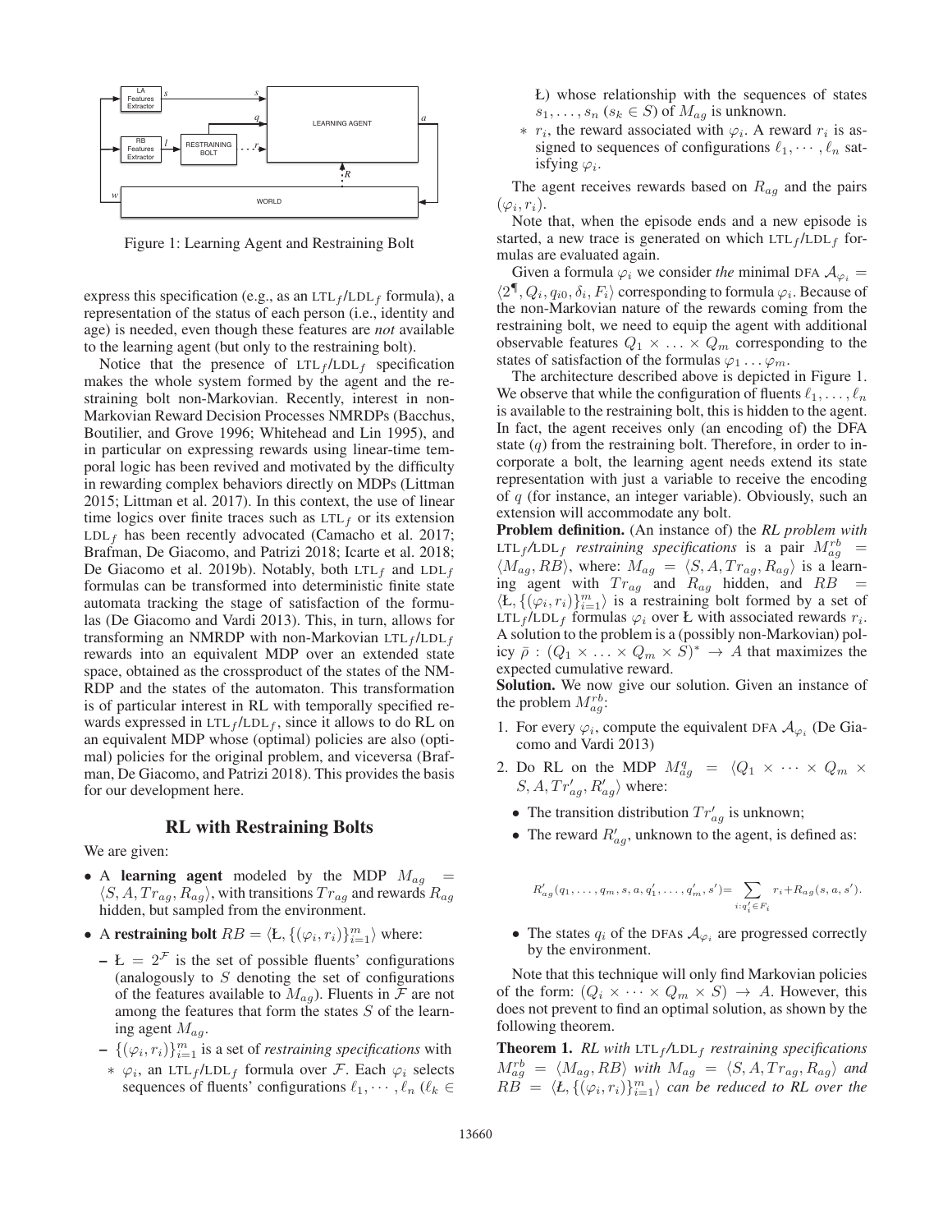Figure 1: Learning Agent and Restraining Bolt

express this specification (e.g., as an $\text{LTL}_f/\text{LDL}_f$ formula), a representation of the status of each person (i.e., identity and age) is needed, even though these features are *not* available to the learning agent (but only to the restraining bolt).

Notice that the presence of $\text{LTL}_f/\text{LDL}_f$ specification makes the whole system formed by the agent and the restraining bolt non-Markovian. Recently, interest in non-Markovian Reward Decision Processes NMRDPs (Bacchus, Boutilier, and Grove 1996; Whitehead and Lin 1995), and in particular on expressing rewards using linear-time temporal logic has been revived and motivated by the difficulty in rewarding complex behaviors directly on MDPs (Littman 2015; Littman et al. 2017). In this context, the use of linear time logics over finite traces such as $\text{LTL}_f$ or its extension $\text{LDL}_f$ has been recently advocated (Camacho et al. 2017; Brafman, De Giacomo, and Patrizi 2018; Icarte et al. 2018; De Giacomo et al. 2019b). Notably, both $\text{LTL}_f$ and $\text{LDL}_f$ formulas can be transformed into deterministic finite state automata tracking the stage of satisfaction of the formulas (De Giacomo and Vardi 2013). This, in turn, allows for transforming an NMRDP with non-Markovian $\text{LTL}_f/\text{LDL}_f$ rewards into an equivalent MDP over an extended state space, obtained as the crossproduct of the states of the NMRDP and the states of the automaton. This transformation is of particular interest in RL with temporally specified rewards expressed in $\text{LTL}_f/\text{LDL}_f$, since it allows to do RL on an equivalent MDP whose (optimal) policies are also (optimal) policies for the original problem, and viceversa (Brafman, De Giacomo, and Patrizi 2018). This provides the basis for our development here.

## RL with Restraining Bolts

We are given:

- A **learning agent** modeled by the MDP $M_{ag} = \langle S, A, Tr_{ag}, R_{ag} \rangle$, with transitions $Tr_{ag}$ and rewards $R_{ag}$ hidden, but sampled from the environment.
- A **restraining bolt** $RB = \langle Ł, \{(\varphi_i, r_i)\}_{i=1}^m \rangle$ where:
  - $Ł = 2^{\mathcal{F}}$ is the set of possible fluents' configurations (analogously to $S$ denoting the set of configurations of the features available to $M_{ag}$). Fluents in $\mathcal{F}$ are not among the features that form the states $S$ of the learning agent $M_{ag}$.
  - $\{(\varphi_i, r_i)\}_{i=1}^m$ is a set of *restraining specifications* with
    - $\varphi_i$, an $\text{LTL}_f/\text{LDL}_f$ formula over $\mathcal{F}$. Each $\varphi_i$ selects sequences of fluents' configurations $\ell_1, \cdots, \ell_n$ ($\ell_k \in Ł$) whose relationship with the sequences of states $s_1, \ldots, s_n$ ($s_k \in S$) of $M_{ag}$ is unknown.
    - $r_i$, the reward associated with $\varphi_i$. A reward $r_i$ is assigned to sequences of configurations $\ell_1, \cdots, \ell_n$ satisfying $\varphi_i$.

The agent receives rewards based on $R_{ag}$ and the pairs $(\varphi_i, r_i)$.

Note that, when the episode ends and a new episode is started, a new trace is generated on which $\text{LTL}_f/\text{LDL}_f$ formulas are evaluated again.

Given a formula $\varphi_i$ we consider *the* minimal DFA $\mathcal{A}_{\varphi_i} = \langle 2^{\P}, Q_i, q_{i0}, \delta_i, F_i \rangle$ corresponding to formula $\varphi_i$. Because of the non-Markovian nature of the rewards coming from the restraining bolt, we need to equip the agent with additional observable features $Q_1 \times \ldots \times Q_m$ corresponding to the states of satisfaction of the formulas $\varphi_1 \ldots \varphi_m$.

The architecture described above is depicted in Figure 1. We observe that while the configuration of fluents $\ell_1, \ldots, \ell_n$ is available to the restraining bolt, this is hidden to the agent. In fact, the agent receives only (an encoding of) the DFA state ($q$) from the restraining bolt. Therefore, in order to incorporate a bolt, the learning agent needs extend its state representation with just a variable to receive the encoding of $q$ (for instance, an integer variable). Obviously, such an extension will accommodate any bolt.

**Problem definition.** (An instance of) the *RL problem with $\text{LTL}_f/\text{LDL}_f$ restraining specifications* is a pair $M_{ag}^{rb} = \langle M_{ag}, RB \rangle$, where: $M_{ag} = \langle S, A, Tr_{ag}, R_{ag} \rangle$ is a learning agent with $Tr_{ag}$ and $R_{ag}$ hidden, and $RB = \langle Ł, \{(\varphi_i, r_i)\}_{i=1}^m \rangle$ is a restraining bolt formed by a set of $\text{LTL}_f/\text{LDL}_f$ formulas $\varphi_i$ over Ł with associated rewards $r_i$. A solution to the problem is a (possibly non-Markovian) policy $\bar{\rho} : (Q_1 \times \ldots \times Q_m \times S)^* \to A$ that maximizes the expected cumulative reward.

**Solution.** We now give our solution. Given an instance of the problem $M_{ag}^{rb}$:

1. For every $\varphi_i$, compute the equivalent DFA $\mathcal{A}_{\varphi_i}$ (De Giacomo and Vardi 2013)
2. Do RL on the MDP $M_{ag}^q = \langle Q_1 \times \cdots \times Q_m \times S, A, Tr'_{ag}, R'_{ag} \rangle$ where:
   - The transition distribution $Tr'_{ag}$ is unknown;
   - The reward $R'_{ag}$, unknown to the agent, is defined as:

$$R'_{ag}(q_1, \ldots, q_m, s, a, q'_1, \ldots, q'_m, s') = \sum_{i: q'_i \in F_i} r_i + R_{ag}(s, a, s').$$

   - The states $q_i$ of the DFAs $\mathcal{A}_{\varphi_i}$ are progressed correctly by the environment.

Note that this technique will only find Markovian policies of the form: $(Q_i \times \cdots \times Q_m \times S) \to A$. However, this does not prevent to find an optimal solution, as shown by the following theorem.

**Theorem 1.** *RL with $\text{LTL}_f/\text{LDL}_f$ restraining specifications $M_{ag}^{rb} = \langle M_{ag}, RB \rangle$ with $M_{ag} = \langle S, A, Tr_{ag}, R_{ag} \rangle$ and $RB = \langle Ł, \{(\varphi_i, r_i)\}_{i=1}^m \rangle$ can be reduced to RL over the*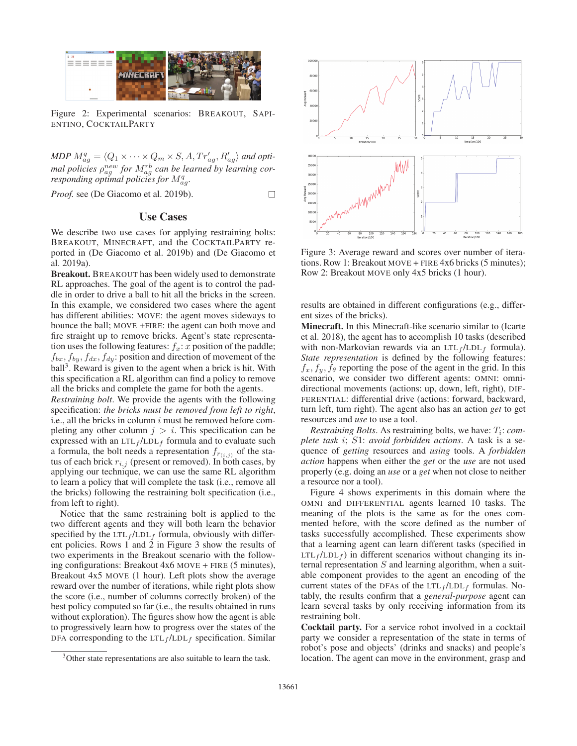Figure 2: Experimental scenarios: BREAKOUT, SAPIENTINO, COCKTAILPARTY

*MDP* $M^q_{ag} = \langle Q_1 \times \cdots \times Q_m \times S, A, Tr'_{ag}, R'_{ag} \rangle$ *and optimal policies* $\rho^{new}_{ag}$ *for* $M^{rb}_{ag}$ *can be learned by learning corresponding optimal policies for* $M^q_{ag}$*.*

*Proof.* see (De Giacomo et al. 2019b). □

## Use Cases

We describe two use cases for applying restraining bolts: BREAKOUT, MINECRAFT, and the COCKTAILPARTY reported in (De Giacomo et al. 2019b) and (De Giacomo et al. 2019a).

**Breakout.** BREAKOUT has been widely used to demonstrate RL approaches. The goal of the agent is to control the paddle in order to drive a ball to hit all the bricks in the screen. In this example, we considered two cases where the agent has different abilities: MOVE: the agent moves sideways to bounce the ball; MOVE +FIRE: the agent can both move and fire straight up to remove bricks. Agent's state representation uses the following features: $f_x$: $x$ position of the paddle; $f_{bx}, f_{by}, f_{dx}, f_{dy}$: position and direction of movement of the ball[3]. Reward is given to the agent when a brick is hit. With this specification a RL algorithm can find a policy to remove all the bricks and complete the game for both the agents.

*Restraining bolt*. We provide the agents with the following specification: *the bricks must be removed from left to right*, i.e., all the bricks in column $i$ must be removed before completing any other column $j > i$. This specification can be expressed with an LTL$_f$/LDL$_f$ formula and to evaluate such a formula, the bolt needs a representation $f_{r_{(i,j)}}$ of the status of each brick $r_{i,j}$ (present or removed). In both cases, by applying our technique, we can use the same RL algorithm to learn a policy that will complete the task (i.e., remove all the bricks) following the restraining bolt specification (i.e., from left to right).

Notice that the same restraining bolt is applied to the two different agents and they will both learn the behavior specified by the LTL$_f$/LDL$_f$ formula, obviously with different policies. Rows 1 and 2 in Figure 3 show the results of two experiments in the Breakout scenario with the following configurations: Breakout 4x6 MOVE + FIRE (5 minutes), Breakout 4x5 MOVE (1 hour). Left plots show the average reward over the number of iterations, while right plots show the score (i.e., number of columns correctly broken) of the best policy computed so far (i.e., the results obtained in runs without exploration). The figures show how the agent is able to progressively learn how to progress over the states of the DFA corresponding to the LTL$_f$/LDL$_f$ specification. Similar results are obtained in different configurations (e.g., different sizes of the bricks).

[3] Other state representations are also suitable to learn the task.

Figure 3: Average reward and scores over number of iterations. Row 1: Breakout MOVE + FIRE 4x6 bricks (5 minutes); Row 2: Breakout MOVE only 4x5 bricks (1 hour).

**Minecraft.** In this Minecraft-like scenario similar to (Icarte et al. 2018), the agent has to accomplish 10 tasks (described with non-Markovian rewards via an LTL$_f$/LDL$_f$ formula). *State representation* is defined by the following features: $f_x, f_y, f_\theta$ reporting the pose of the agent in the grid. In this scenario, we consider two different agents: OMNI: omni-directional movements (actions: up, down, left, right), DIFFERENTIAL: differential drive (actions: forward, backward, turn left, turn right). The agent also has an action *get* to get resources and *use* to use a tool.

*Restraining Bolts*. As restraining bolts, we have: $T_i$: *complete task* $i$; $S1$: *avoid forbidden actions*. A task is a sequence of *getting* resources and *using* tools. A *forbidden action* happens when either the *get* or the *use* are not used properly (e.g. doing an *use* or a *get* when not close to neither a resource nor a tool).

Figure 4 shows experiments in this domain where the OMNI and DIFFERENTIAL agents learned 10 tasks. The meaning of the plots is the same as for the ones commented before, with the score defined as the number of tasks successfully accomplished. These experiments show that a learning agent can learn different tasks (specified in LTL$_f$/LDL$_f$) in different scenarios without changing its internal representation $S$ and learning algorithm, when a suitable component provides to the agent an encoding of the current states of the DFAs of the LTL$_f$/LDL$_f$ formulas. Notably, the results confirm that a *general-purpose* agent can learn several tasks by only receiving information from its restraining bolt.

**Cocktail party.** For a service robot involved in a cocktail party we consider a representation of the state in terms of robot's pose and objects' (drinks and snacks) and people's location. The agent can move in the environment, grasp and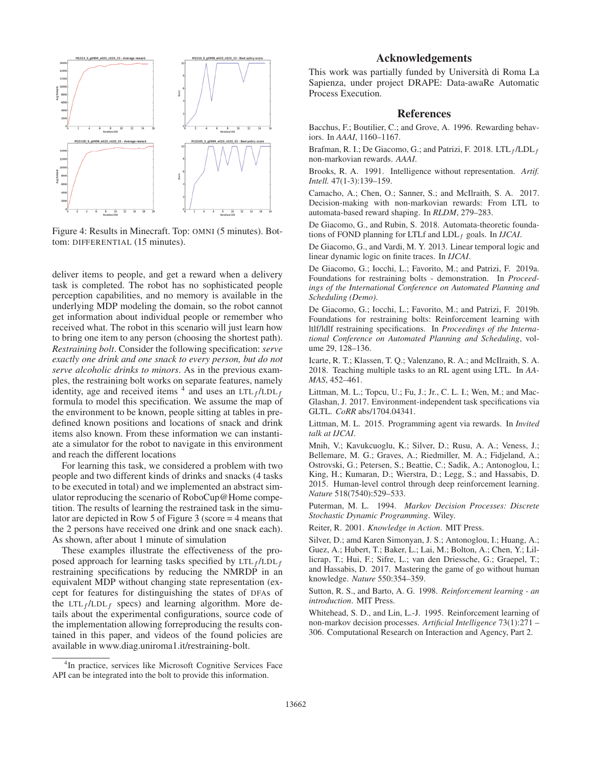M1010_S_g0999_e020_n020_33 - Average reward

M1010_S_g0999_e020_n020_33 - Best policy score

M1010D_S_g0999_e020_n020_33 - Average reward

M1010D_S_g0999_e020_n020_33 - Best policy score

Figure 4: Results in Minecraft. Top: OMNI (5 minutes). Bottom: DIFFERENTIAL (15 minutes).

deliver items to people, and get a reward when a delivery task is completed. The robot has no sophisticated people perception capabilities, and no memory is available in the underlying MDP modeling the domain, so the robot cannot get information about individual people or remember who received what. The robot in this scenario will just learn how to bring one item to any person (choosing the shortest path). *Restraining bolt*. Consider the following specification: *serve exactly one drink and one snack to every person, but do not serve alcoholic drinks to minors*. As in the previous examples, the restraining bolt works on separate features, namely identity, age and received items [4] and uses an $\text{LTL}_f/\text{LDL}_f$ formula to model this specification. We assume the map of the environment to be known, people sitting at tables in predefined known positions and locations of snack and drink items also known. From these information we can instantiate a simulator for the robot to navigate in this environment and reach the different locations

For learning this task, we considered a problem with two people and two different kinds of drinks and snacks (4 tasks to be executed in total) and we implemented an abstract simulator reproducing the scenario of RoboCup@Home competition. The results of learning the restrained task in the simulator are depicted in Row 5 of Figure 3 (score = 4 means that the 2 persons have received one drink and one snack each). As shown, after about 1 minute of simulation

These examples illustrate the effectiveness of the proposed approach for learning tasks specified by $\text{LTL}_f/\text{LDL}_f$ restraining specifications by reducing the NMRDP in an equivalent MDP without changing state representation (except for features for distinguishing the states of DFAs of the $\text{LTL}_f/\text{LDL}_f$ specs) and learning algorithm. More details about the experimental configurations, source code of the implementation allowing forreproducing the results contained in this paper, and videos of the found policies are available in www.diag.uniroma1.it/restraining-bolt.

[4] In practice, services like Microsoft Cognitive Services Face API can be integrated into the bolt to provide this information.

## Acknowledgements

This work was partially funded by Università di Roma La Sapienza, under project DRAPE: Data-awaRe Automatic Process Execution.

## References

Bacchus, F.; Boutilier, C.; and Grove, A. 1996. Rewarding behaviors. In *AAAI*, 1160–1167.

Brafman, R. I.; De Giacomo, G.; and Patrizi, F. 2018. $\text{LTL}_f/\text{LDL}_f$ non-markovian rewards. *AAAI*.

Brooks, R. A. 1991. Intelligence without representation. *Artif. Intell.* 47(1-3):139–159.

Camacho, A.; Chen, O.; Sanner, S.; and McIlraith, S. A. 2017. Decision-making with non-markovian rewards: From LTL to automata-based reward shaping. In *RLDM*, 279–283.

De Giacomo, G., and Rubin, S. 2018. Automata-theoretic foundations of FOND planning for LTLf and $\text{LDL}_f$ goals. In *IJCAI*.

De Giacomo, G., and Vardi, M. Y. 2013. Linear temporal logic and linear dynamic logic on finite traces. In *IJCAI*.

De Giacomo, G.; Iocchi, L.; Favorito, M.; and Patrizi, F. 2019a. Foundations for restraining bolts - demonstration. In *Proceedings of the International Conference on Automated Planning and Scheduling (Demo)*.

De Giacomo, G.; Iocchi, L.; Favorito, M.; and Patrizi, F. 2019b. Foundations for restraining bolts: Reinforcement learning with ltlf/ldlf restraining specifications. In *Proceedings of the International Conference on Automated Planning and Scheduling*, volume 29, 128–136.

Icarte, R. T.; Klassen, T. Q.; Valenzano, R. A.; and McIlraith, S. A. 2018. Teaching multiple tasks to an RL agent using LTL. In *AAMAS*, 452–461.

Littman, M. L.; Topcu, U.; Fu, J.; Jr., C. L. I.; Wen, M.; and MacGlashan, J. 2017. Environment-independent task specifications via GLTL. *CoRR* abs/1704.04341.

Littman, M. L. 2015. Programming agent via rewards. In *Invited talk at IJCAI*.

Mnih, V.; Kavukcuoglu, K.; Silver, D.; Rusu, A. A.; Veness, J.; Bellemare, M. G.; Graves, A.; Riedmiller, M. A.; Fidjeland, A.; Ostrovski, G.; Petersen, S.; Beattie, C.; Sadik, A.; Antonoglou, I.; King, H.; Kumaran, D.; Wierstra, D.; Legg, S.; and Hassabis, D. 2015. Human-level control through deep reinforcement learning. *Nature* 518(7540):529–533.

Puterman, M. L. 1994. *Markov Decision Processes: Discrete Stochastic Dynamic Programming*. Wiley.

Reiter, R. 2001. *Knowledge in Action*. MIT Press.

Silver, D.; amd Karen Simonyan, J. S.; Antonoglou, I.; Huang, A.; Guez, A.; Hubert, T.; Baker, L.; Lai, M.; Bolton, A.; Chen, Y.; Lillicrap, T.; Hui, F.; Sifre, L.; van den Driessche, G.; Graepel, T.; and Hassabis, D. 2017. Mastering the game of go without human knowledge. *Nature* 550:354–359.

Sutton, R. S., and Barto, A. G. 1998. *Reinforcement learning - an introduction*. MIT Press.

Whitehead, S. D., and Lin, L.-J. 1995. Reinforcement learning of non-markov decision processes. *Artificial Intelligence* 73(1):271 – 306. Computational Research on Interaction and Agency, Part 2.